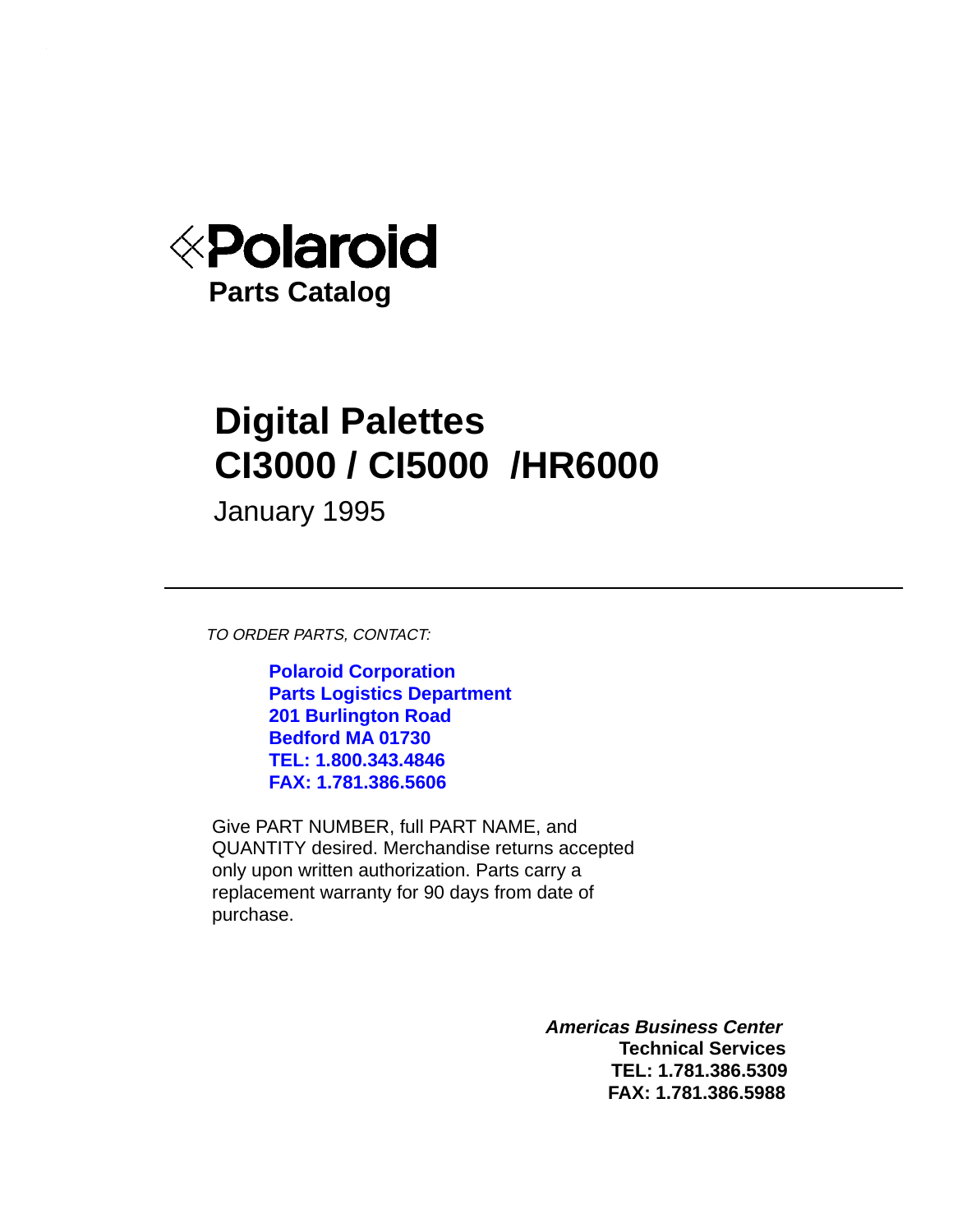# Polaroid

**Parts Catalog**

# Digital Palettes
# CI3000 / CI5000 /HR6000

January 1995

---

*TO ORDER PARTS, CONTACT:*

**Polaroid Corporation**
**Parts Logistics Department**
**201 Burlington Road**
**Bedford MA 01730**
**TEL: 1.800.343.4846**
**FAX: 1.781.386.5606**

Give PART NUMBER, full PART NAME, and QUANTITY desired. Merchandise returns accepted only upon written authorization. Parts carry a replacement warranty for 90 days from date of purchase.

***Americas Business Center***
**Technical Services**
**TEL: 1.781.386.5309**
**FAX: 1.781.386.5988**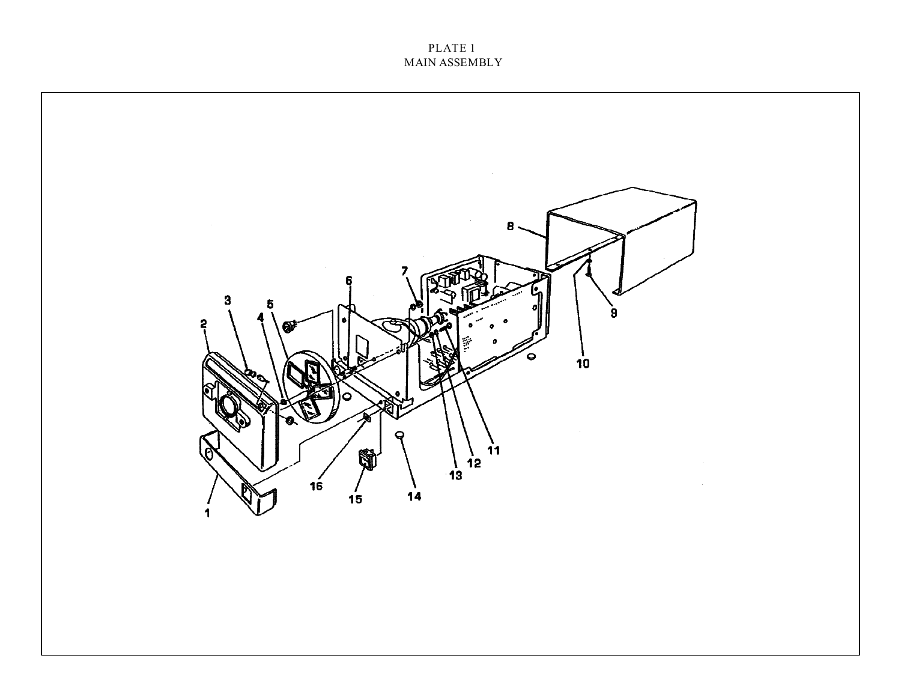PLATE 1
MAIN ASSEMBLY

1
2
3
4
5
6
7
8
9
10
11
12
13
14
15
16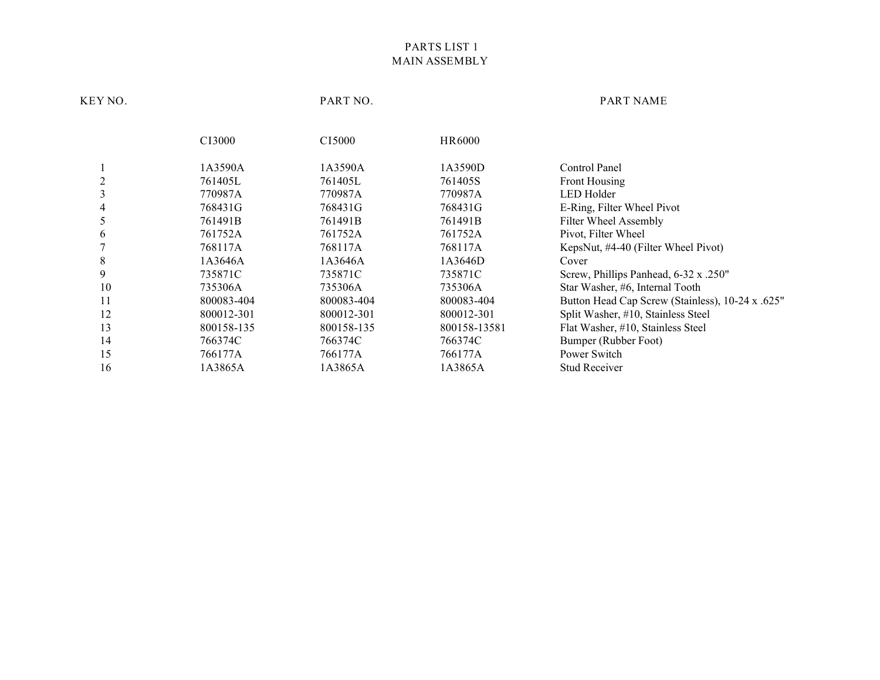# PARTS LIST 1

## MAIN ASSEMBLY

| KEY NO. | PART NO. | | | PART NAME |
|---|---|---|---|---|
| | CI3000 | CI5000 | HR6000 | |
| 1 | 1A3590A | 1A3590A | 1A3590D | Control Panel |
| 2 | 761405L | 761405L | 761405S | Front Housing |
| 3 | 770987A | 770987A | 770987A | LED Holder |
| 4 | 768431G | 768431G | 768431G | E-Ring, Filter Wheel Pivot |
| 5 | 761491B | 761491B | 761491B | Filter Wheel Assembly |
| 6 | 761752A | 761752A | 761752A | Pivot, Filter Wheel |
| 7 | 768117A | 768117A | 768117A | KepsNut, #4-40 (Filter Wheel Pivot) |
| 8 | 1A3646A | 1A3646A | 1A3646D | Cover |
| 9 | 735871C | 735871C | 735871C | Screw, Phillips Panhead, 6-32 x .250" |
| 10 | 735306A | 735306A | 735306A | Star Washer, #6, Internal Tooth |
| 11 | 800083-404 | 800083-404 | 800083-404 | Button Head Cap Screw (Stainless), 10-24 x .625" |
| 12 | 800012-301 | 800012-301 | 800012-301 | Split Washer, #10, Stainless Steel |
| 13 | 800158-135 | 800158-135 | 800158-13581 | Flat Washer, #10, Stainless Steel |
| 14 | 766374C | 766374C | 766374C | Bumper (Rubber Foot) |
| 15 | 766177A | 766177A | 766177A | Power Switch |
| 16 | 1A3865A | 1A3865A | 1A3865A | Stud Receiver |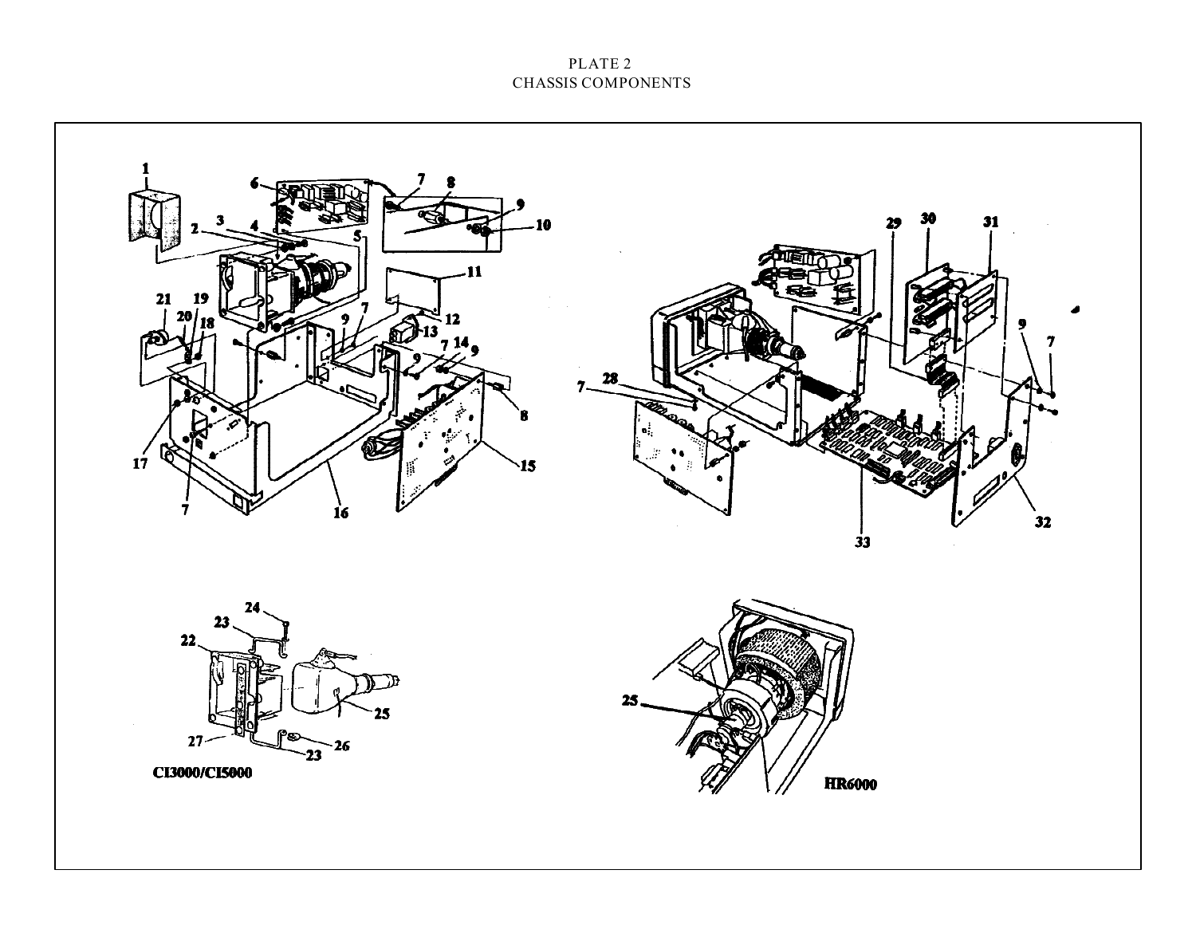# PLATE 2
## CHASSIS COMPONENTS

CI3000/CI5000

HR6000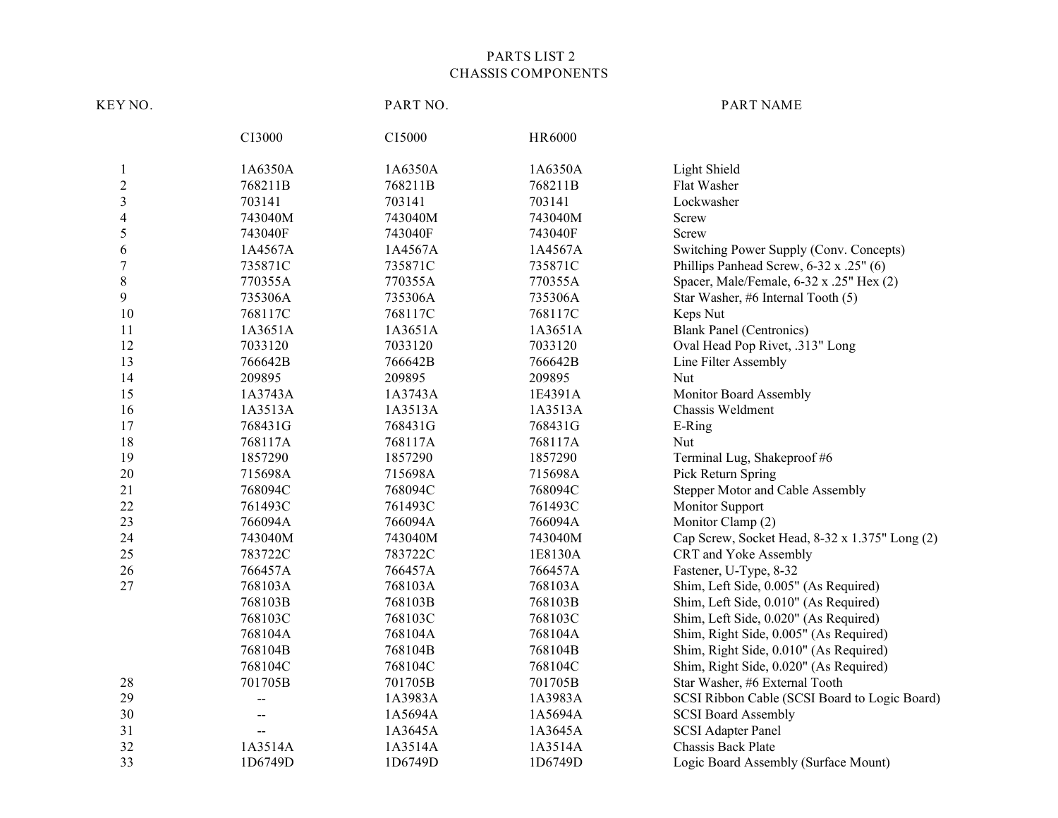# PARTS LIST 2
## CHASSIS COMPONENTS

| KEY NO. | PART NO. | | | PART NAME |
|---|---|---|---|---|
| | CI3000 | CI5000 | HR6000 | |
| 1 | 1A6350A | 1A6350A | 1A6350A | Light Shield |
| 2 | 768211B | 768211B | 768211B | Flat Washer |
| 3 | 703141 | 703141 | 703141 | Lockwasher |
| 4 | 743040M | 743040M | 743040M | Screw |
| 5 | 743040F | 743040F | 743040F | Screw |
| 6 | 1A4567A | 1A4567A | 1A4567A | Switching Power Supply (Conv. Concepts) |
| 7 | 735871C | 735871C | 735871C | Phillips Panhead Screw, 6-32 x .25" (6) |
| 8 | 770355A | 770355A | 770355A | Spacer, Male/Female, 6-32 x .25" Hex (2) |
| 9 | 735306A | 735306A | 735306A | Star Washer, #6 Internal Tooth (5) |
| 10 | 768117C | 768117C | 768117C | Keps Nut |
| 11 | 1A3651A | 1A3651A | 1A3651A | Blank Panel (Centronics) |
| 12 | 7033120 | 7033120 | 7033120 | Oval Head Pop Rivet, .313" Long |
| 13 | 766642B | 766642B | 766642B | Line Filter Assembly |
| 14 | 209895 | 209895 | 209895 | Nut |
| 15 | 1A3743A | 1A3743A | 1E4391A | Monitor Board Assembly |
| 16 | 1A3513A | 1A3513A | 1A3513A | Chassis Weldment |
| 17 | 768431G | 768431G | 768431G | E-Ring |
| 18 | 768117A | 768117A | 768117A | Nut |
| 19 | 1857290 | 1857290 | 1857290 | Terminal Lug, Shakeproof #6 |
| 20 | 715698A | 715698A | 715698A | Pick Return Spring |
| 21 | 768094C | 768094C | 768094C | Stepper Motor and Cable Assembly |
| 22 | 761493C | 761493C | 761493C | Monitor Support |
| 23 | 766094A | 766094A | 766094A | Monitor Clamp (2) |
| 24 | 743040M | 743040M | 743040M | Cap Screw, Socket Head, 8-32 x 1.375" Long (2) |
| 25 | 783722C | 783722C | 1E8130A | CRT and Yoke Assembly |
| 26 | 766457A | 766457A | 766457A | Fastener, U-Type, 8-32 |
| 27 | 768103A | 768103A | 768103A | Shim, Left Side, 0.005" (As Required) |
| | 768103B | 768103B | 768103B | Shim, Left Side, 0.010" (As Required) |
| | 768103C | 768103C | 768103C | Shim, Left Side, 0.020" (As Required) |
| | 768104A | 768104A | 768104A | Shim, Right Side, 0.005" (As Required) |
| | 768104B | 768104B | 768104B | Shim, Right Side, 0.010" (As Required) |
| | 768104C | 768104C | 768104C | Shim, Right Side, 0.020" (As Required) |
| 28 | 701705B | 701705B | 701705B | Star Washer, #6 External Tooth |
| 29 | -- | 1A3983A | 1A3983A | SCSI Ribbon Cable (SCSI Board to Logic Board) |
| 30 | -- | 1A5694A | 1A5694A | SCSI Board Assembly |
| 31 | -- | 1A3645A | 1A3645A | SCSI Adapter Panel |
| 32 | 1A3514A | 1A3514A | 1A3514A | Chassis Back Plate |
| 33 | 1D6749D | 1D6749D | 1D6749D | Logic Board Assembly (Surface Mount) |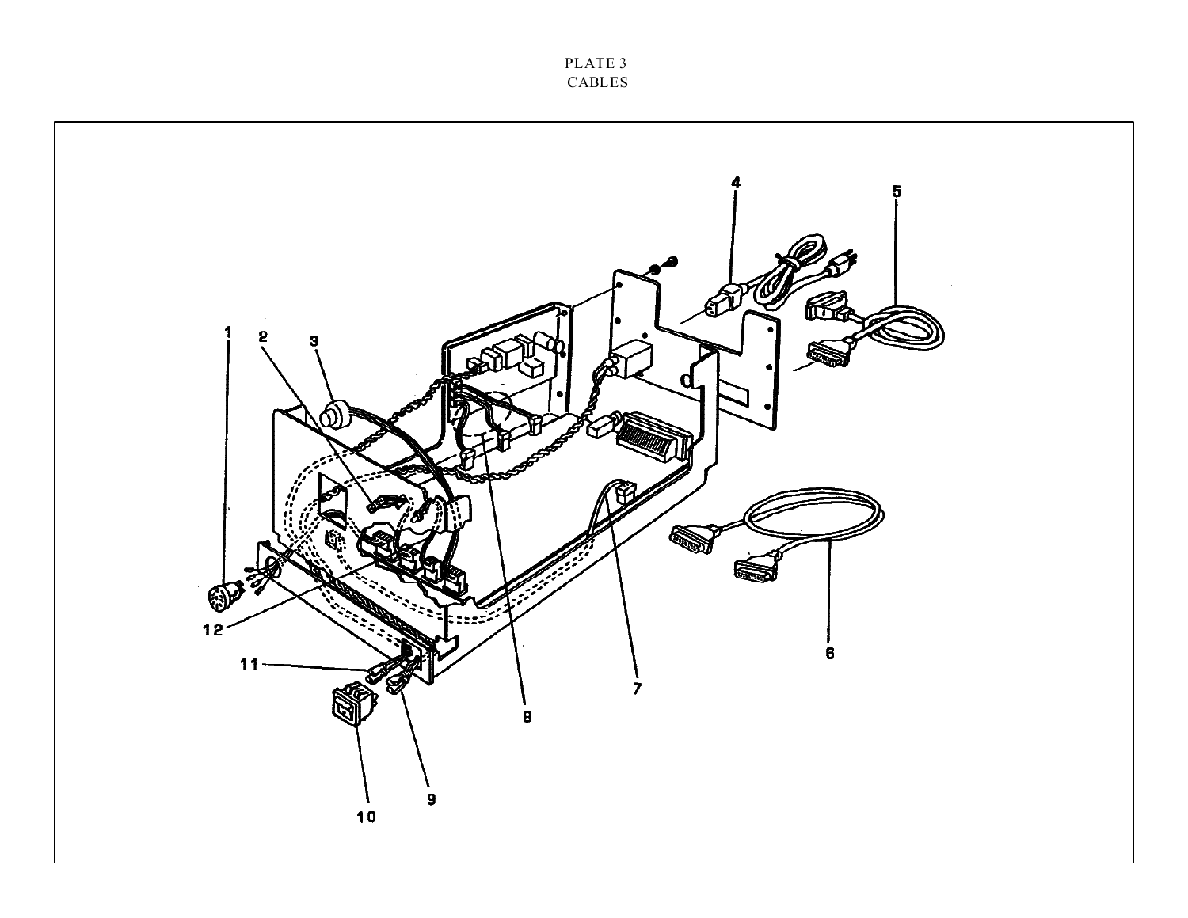PLATE 3

CABLES

1
2
3
4
5
6
7
8
9
10
11
12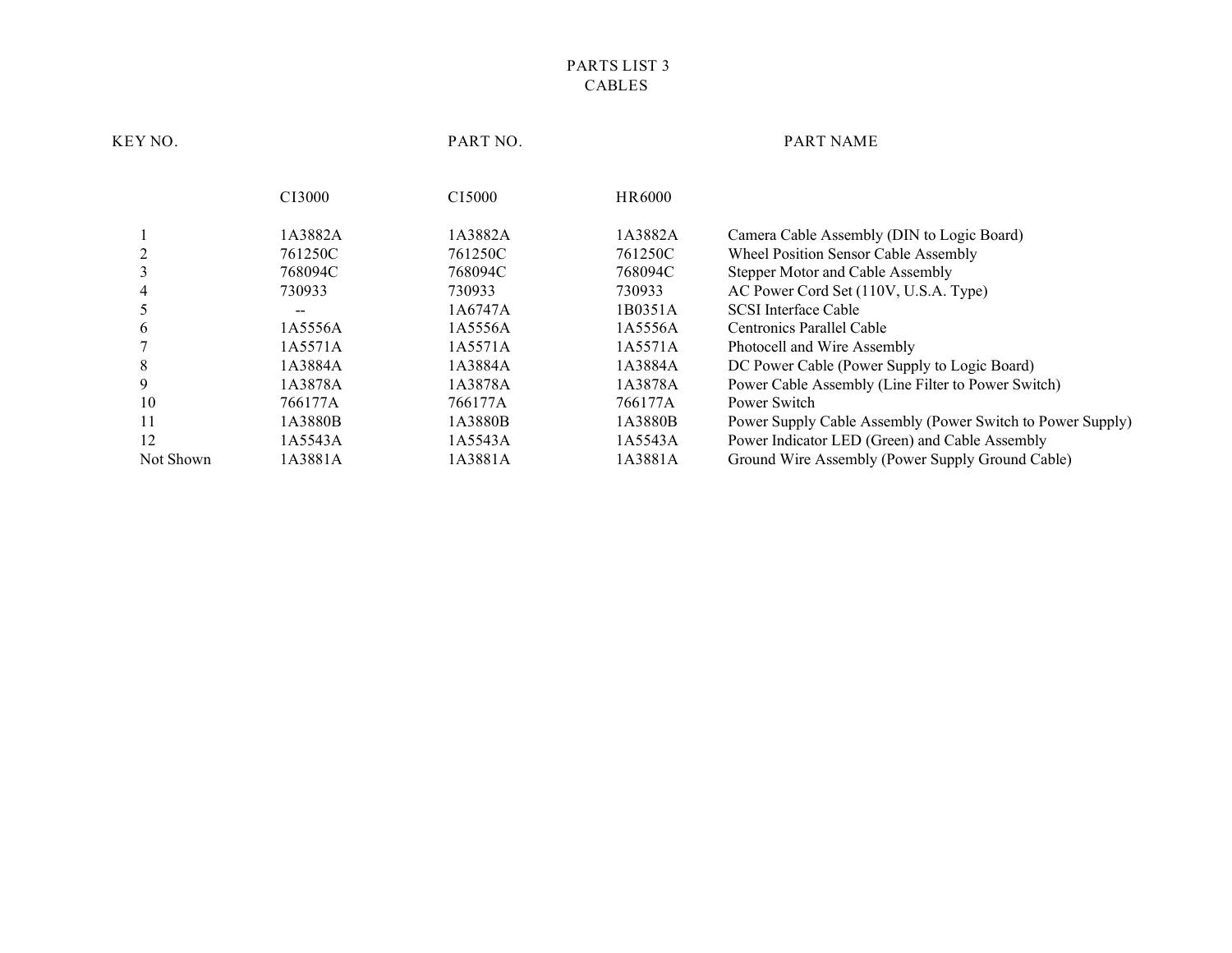# PARTS LIST 3
## CABLES

| KEY NO. | PART NO. | | | PART NAME |
|---|---|---|---|---|
| | CI3000 | CI5000 | HR6000 | |
| 1 | 1A3882A | 1A3882A | 1A3882A | Camera Cable Assembly (DIN to Logic Board) |
| 2 | 761250C | 761250C | 761250C | Wheel Position Sensor Cable Assembly |
| 3 | 768094C | 768094C | 768094C | Stepper Motor and Cable Assembly |
| 4 | 730933 | 730933 | 730933 | AC Power Cord Set (110V, U.S.A. Type) |
| 5 | -- | 1A6747A | 1B0351A | SCSI Interface Cable |
| 6 | 1A5556A | 1A5556A | 1A5556A | Centronics Parallel Cable |
| 7 | 1A5571A | 1A5571A | 1A5571A | Photocell and Wire Assembly |
| 8 | 1A3884A | 1A3884A | 1A3884A | DC Power Cable (Power Supply to Logic Board) |
| 9 | 1A3878A | 1A3878A | 1A3878A | Power Cable Assembly (Line Filter to Power Switch) |
| 10 | 766177A | 766177A | 766177A | Power Switch |
| 11 | 1A3880B | 1A3880B | 1A3880B | Power Supply Cable Assembly (Power Switch to Power Supply) |
| 12 | 1A5543A | 1A5543A | 1A5543A | Power Indicator LED (Green) and Cable Assembly |
| Not Shown | 1A3881A | 1A3881A | 1A3881A | Ground Wire Assembly (Power Supply Ground Cable) |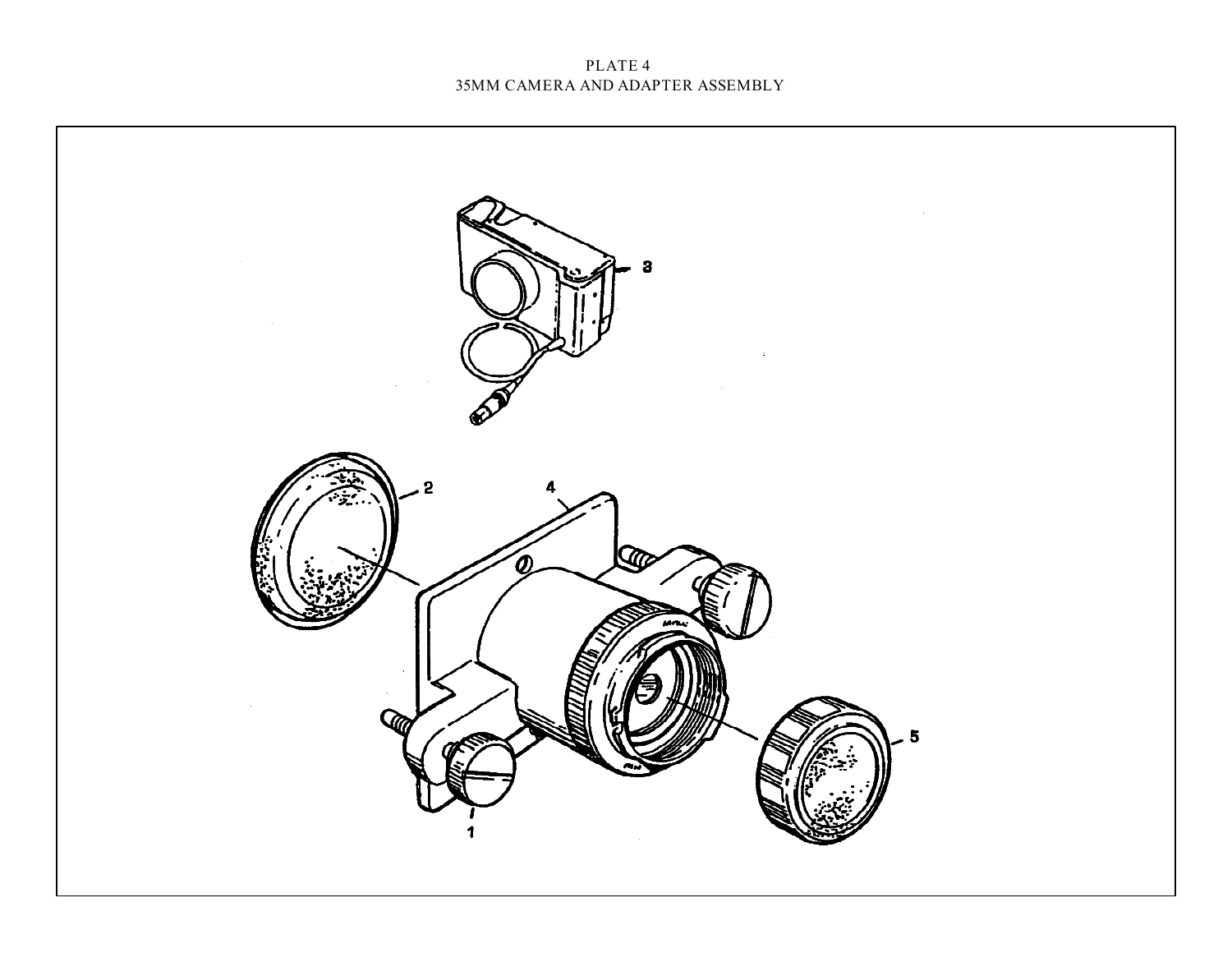PLATE 4
35MM CAMERA AND ADAPTER ASSEMBLY

3

2

4

5

1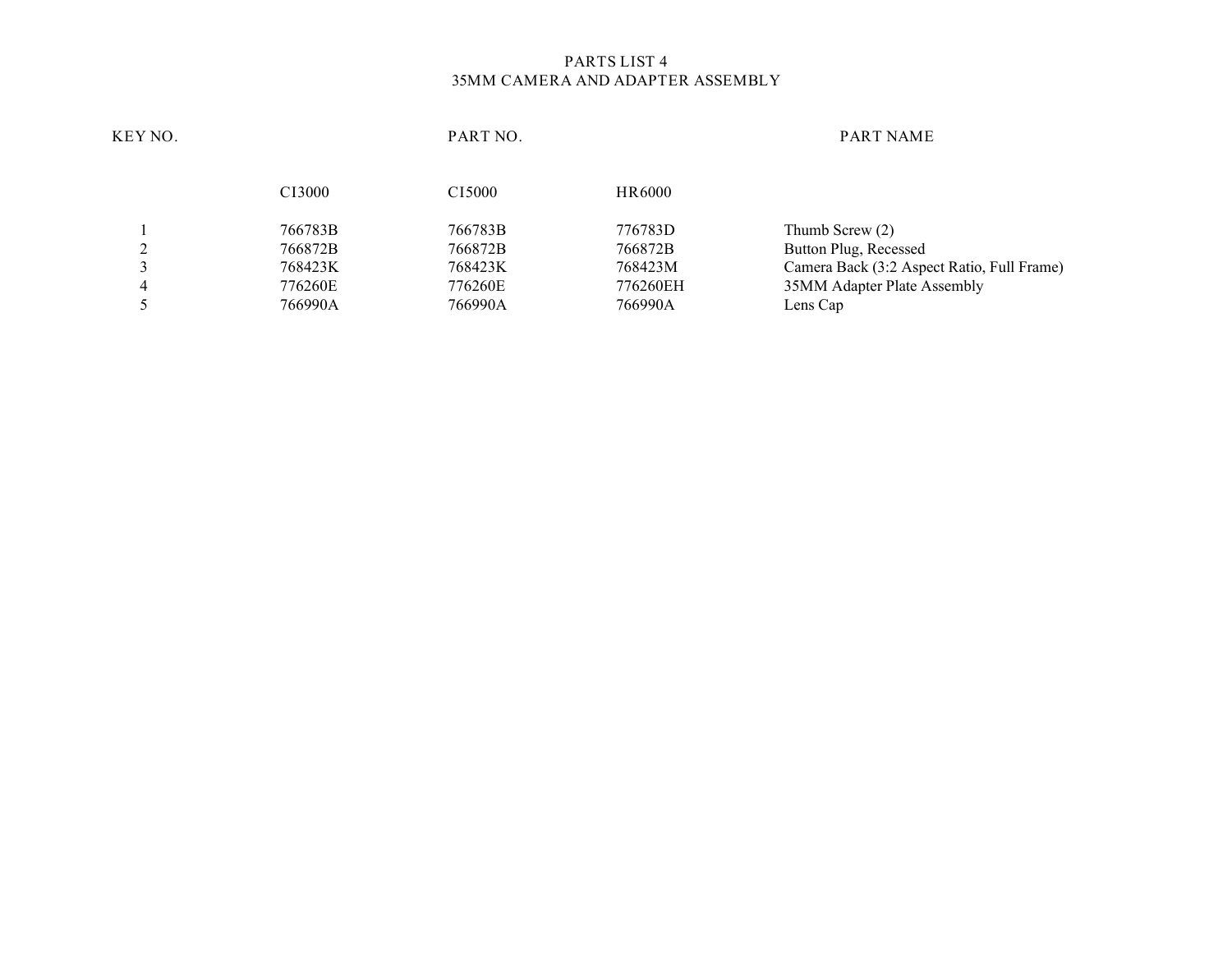# PARTS LIST 4
## 35MM CAMERA AND ADAPTER ASSEMBLY

| KEY NO. | PART NO. | | | PART NAME |
|---|---|---|---|---|
| | CI3000 | CI5000 | HR6000 | |
| 1 | 766783B | 766783B | 776783D | Thumb Screw (2) |
| 2 | 766872B | 766872B | 766872B | Button Plug, Recessed |
| 3 | 768423K | 768423K | 768423M | Camera Back (3:2 Aspect Ratio, Full Frame) |
| 4 | 776260E | 776260E | 776260EH | 35MM Adapter Plate Assembly |
| 5 | 766990A | 766990A | 766990A | Lens Cap |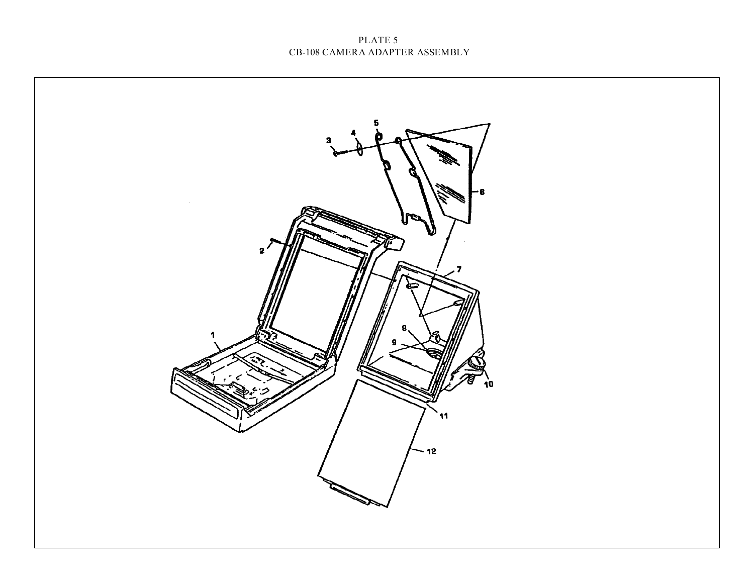PLATE 5
CB-108 CAMERA ADAPTER ASSEMBLY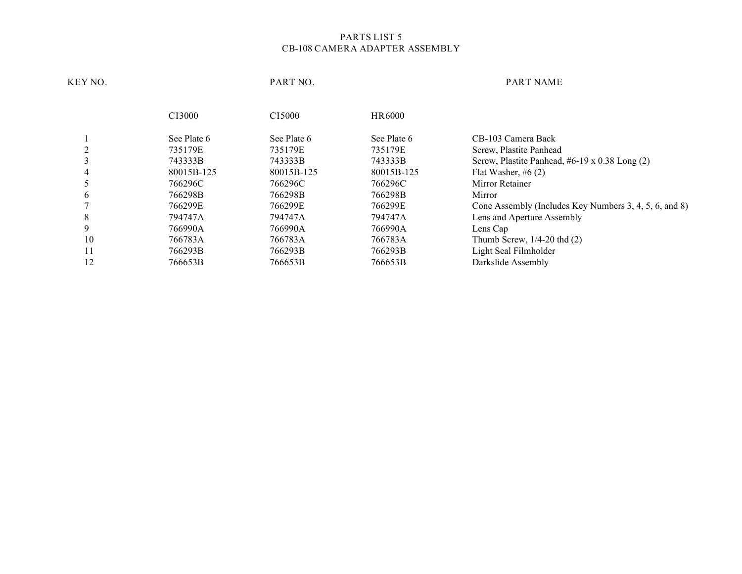# PARTS LIST 5
## CB-108 CAMERA ADAPTER ASSEMBLY

| KEY NO. | | PART NO. | | PART NAME |
|---|---|---|---|---|
| | CI3000 | CI5000 | HR6000 | |
| 1 | See Plate 6 | See Plate 6 | See Plate 6 | CB-103 Camera Back |
| 2 | 735179E | 735179E | 735179E | Screw, Plastite Panhead |
| 3 | 743333B | 743333B | 743333B | Screw, Plastite Panhead, #6-19 x 0.38 Long (2) |
| 4 | 80015B-125 | 80015B-125 | 80015B-125 | Flat Washer, #6 (2) |
| 5 | 766296C | 766296C | 766296C | Mirror Retainer |
| 6 | 766298B | 766298B | 766298B | Mirror |
| 7 | 766299E | 766299E | 766299E | Cone Assembly (Includes Key Numbers 3, 4, 5, 6, and 8) |
| 8 | 794747A | 794747A | 794747A | Lens and Aperture Assembly |
| 9 | 766990A | 766990A | 766990A | Lens Cap |
| 10 | 766783A | 766783A | 766783A | Thumb Screw, 1/4-20 thd (2) |
| 11 | 766293B | 766293B | 766293B | Light Seal Filmholder |
| 12 | 766653B | 766653B | 766653B | Darkslide Assembly |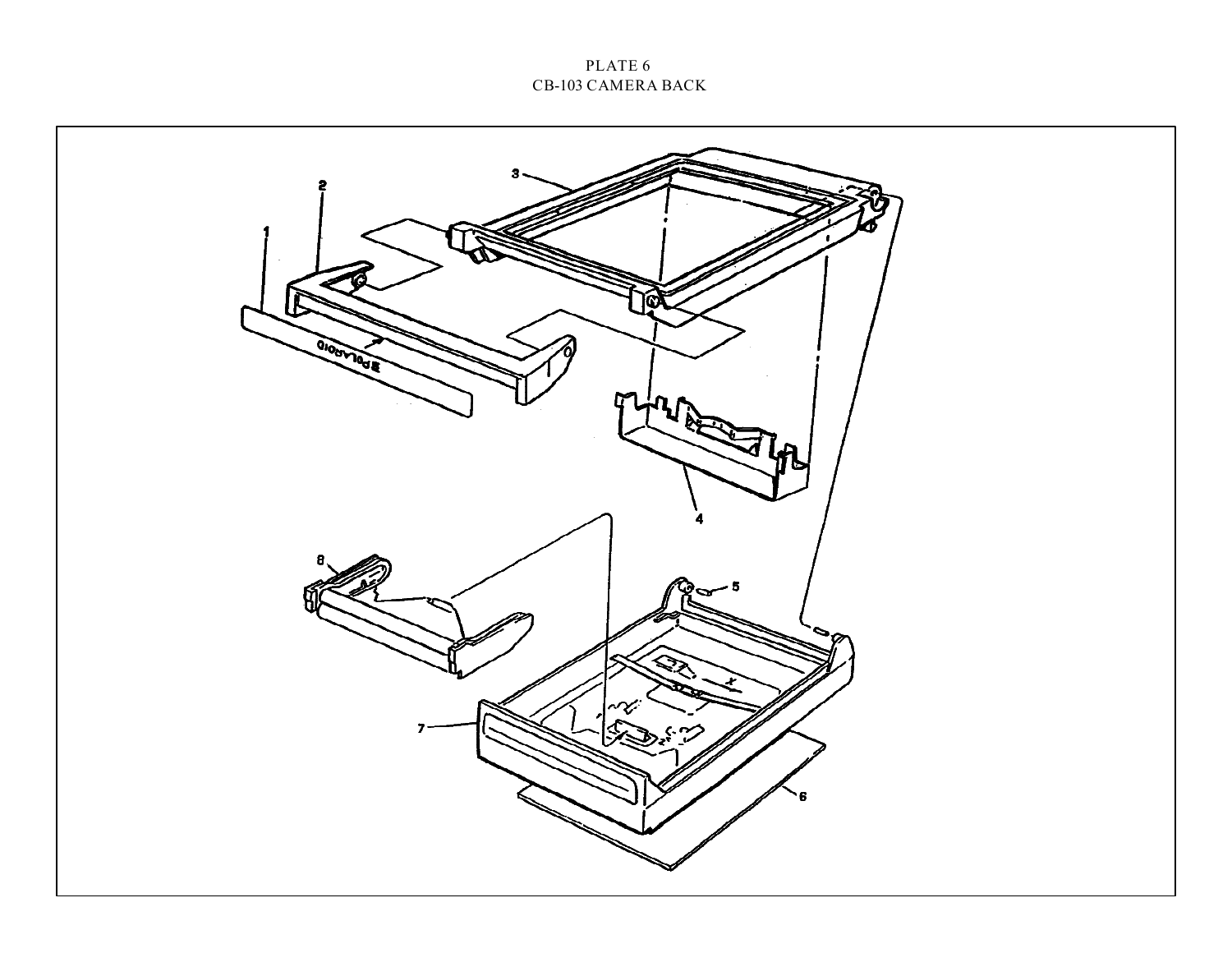PLATE 6

CB-103 CAMERA BACK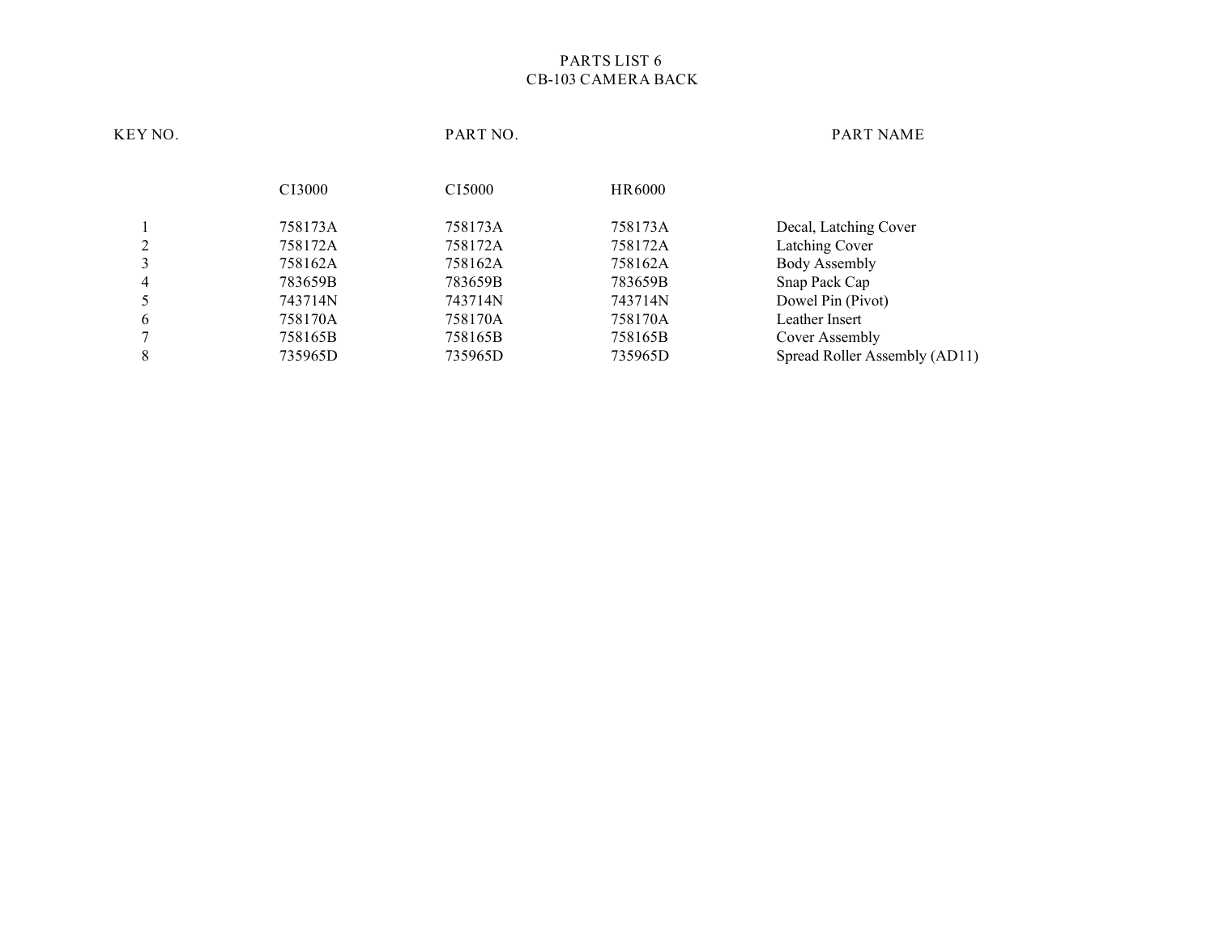# PARTS LIST 6
## CB-103 CAMERA BACK

| KEY NO. | PART NO. | | | PART NAME |
|---|---|---|---|---|
| | CI3000 | CI5000 | HR6000 | |
| 1 | 758173A | 758173A | 758173A | Decal, Latching Cover |
| 2 | 758172A | 758172A | 758172A | Latching Cover |
| 3 | 758162A | 758162A | 758162A | Body Assembly |
| 4 | 783659B | 783659B | 783659B | Snap Pack Cap |
| 5 | 743714N | 743714N | 743714N | Dowel Pin (Pivot) |
| 6 | 758170A | 758170A | 758170A | Leather Insert |
| 7 | 758165B | 758165B | 758165B | Cover Assembly |
| 8 | 735965D | 735965D | 735965D | Spread Roller Assembly (AD11) |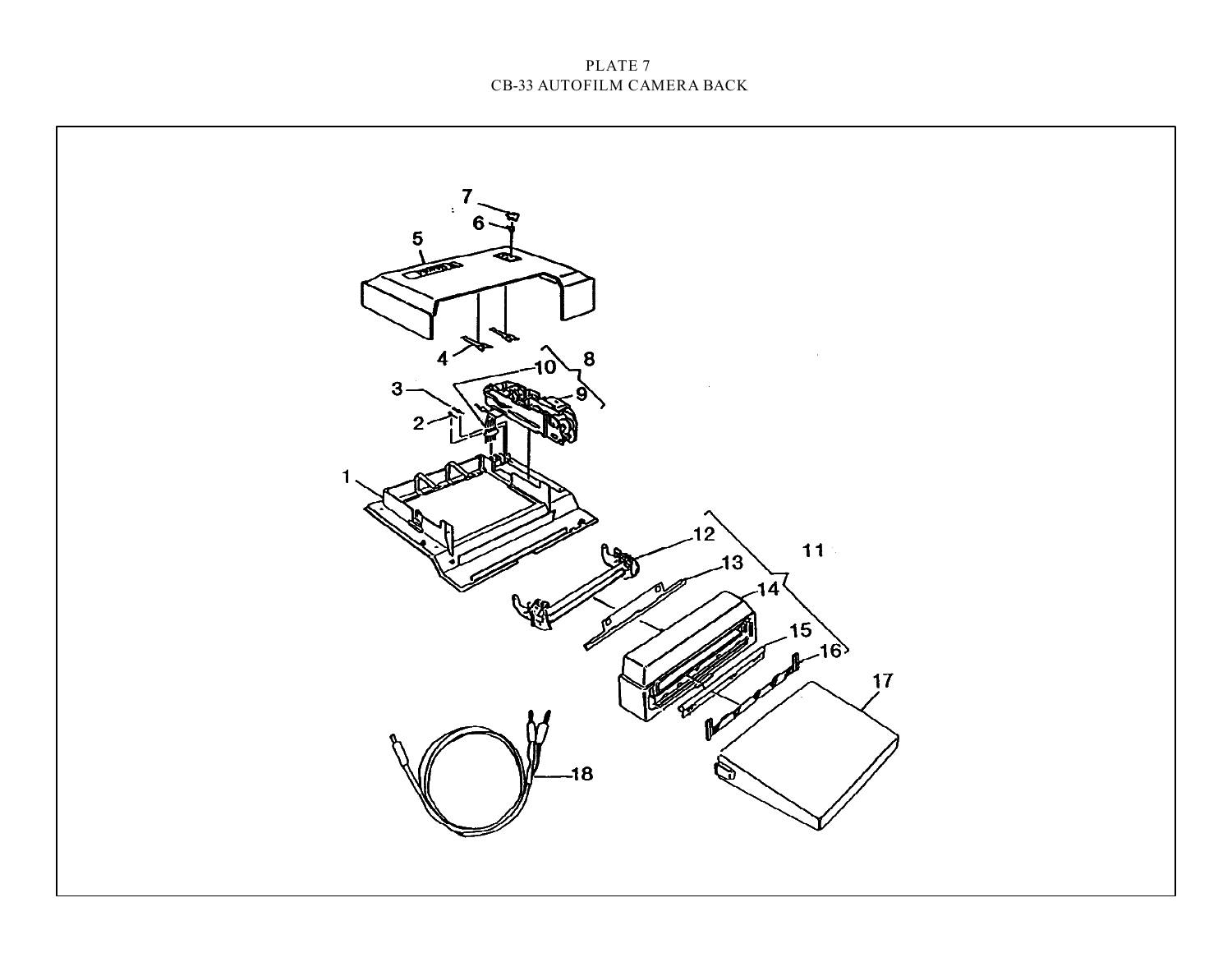PLATE 7
CB-33 AUTOFILM CAMERA BACK

7
6
5
4
8
10
3
9
2
1
12
11
13
14
15
16
17
18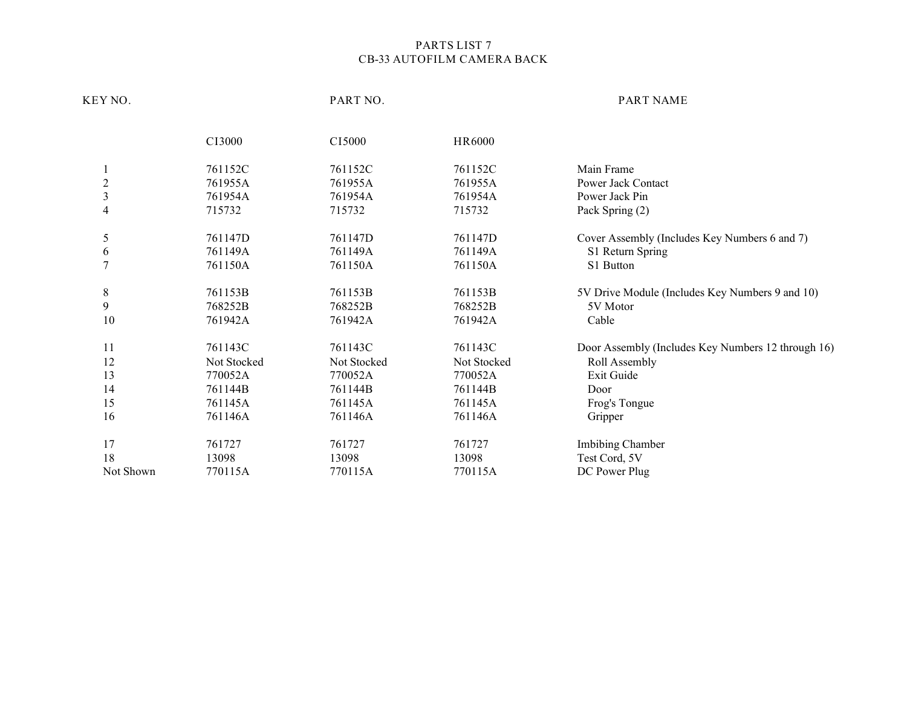# PARTS LIST 7
## CB-33 AUTOFILM CAMERA BACK

| KEY NO. | PART NO. | | | PART NAME |
|---|---|---|---|---|
| | CI3000 | CI5000 | HR6000 | |
| 1 | 761152C | 761152C | 761152C | Main Frame |
| 2 | 761955A | 761955A | 761955A | Power Jack Contact |
| 3 | 761954A | 761954A | 761954A | Power Jack Pin |
| 4 | 715732 | 715732 | 715732 | Pack Spring (2) |
| 5 | 761147D | 761147D | 761147D | Cover Assembly (Includes Key Numbers 6 and 7) |
| 6 | 761149A | 761149A | 761149A | S1 Return Spring |
| 7 | 761150A | 761150A | 761150A | S1 Button |
| 8 | 761153B | 761153B | 761153B | 5V Drive Module (Includes Key Numbers 9 and 10) |
| 9 | 768252B | 768252B | 768252B | 5V Motor |
| 10 | 761942A | 761942A | 761942A | Cable |
| 11 | 761143C | 761143C | 761143C | Door Assembly (Includes Key Numbers 12 through 16) |
| 12 | Not Stocked | Not Stocked | Not Stocked | Roll Assembly |
| 13 | 770052A | 770052A | 770052A | Exit Guide |
| 14 | 761144B | 761144B | 761144B | Door |
| 15 | 761145A | 761145A | 761145A | Frog's Tongue |
| 16 | 761146A | 761146A | 761146A | Gripper |
| 17 | 761727 | 761727 | 761727 | Imbibing Chamber |
| 18 | 13098 | 13098 | 13098 | Test Cord, 5V |
| Not Shown | 770115A | 770115A | 770115A | DC Power Plug |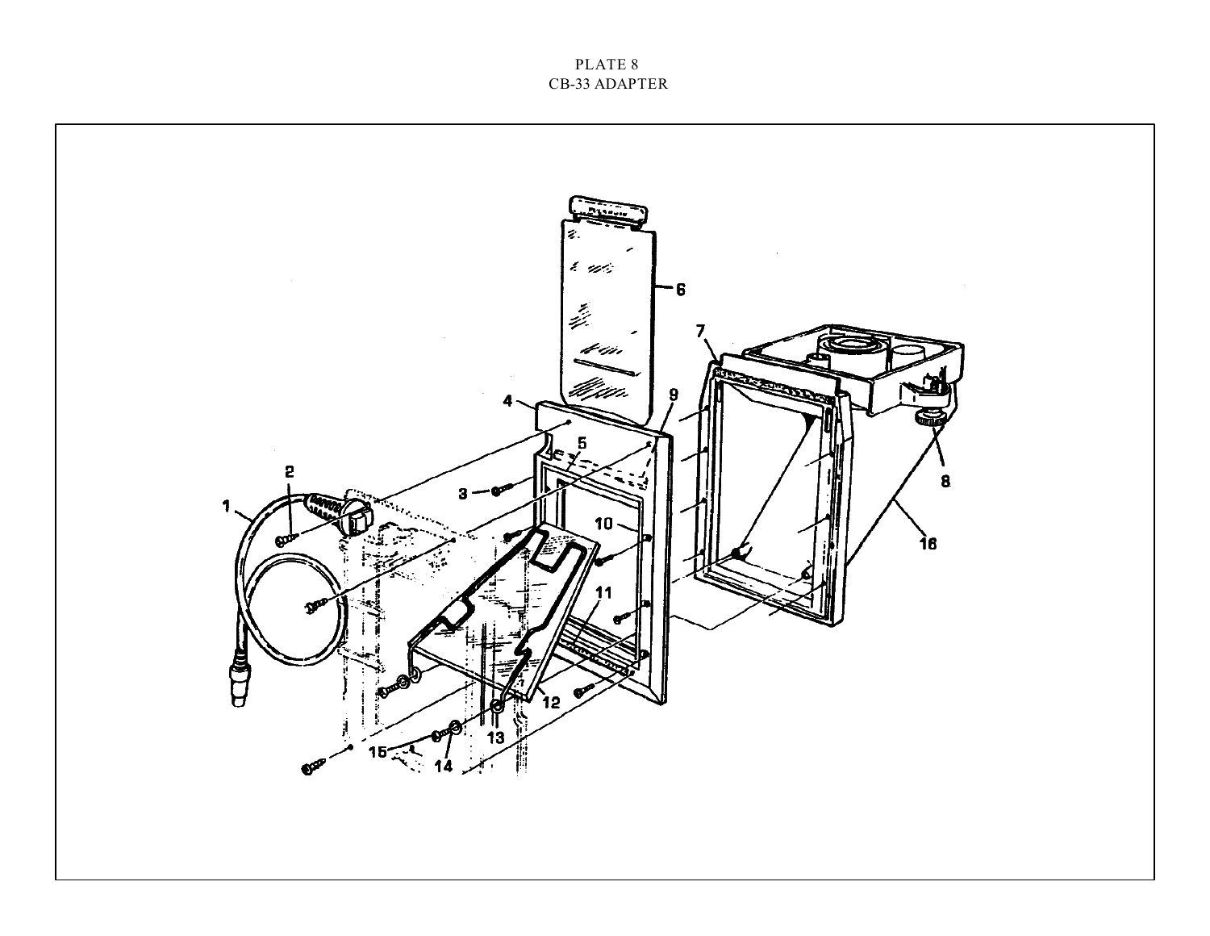PLATE 8
CB-33 ADAPTER

1
2
3
4
5
6
7
8
9
10
11
12
13
14
15
16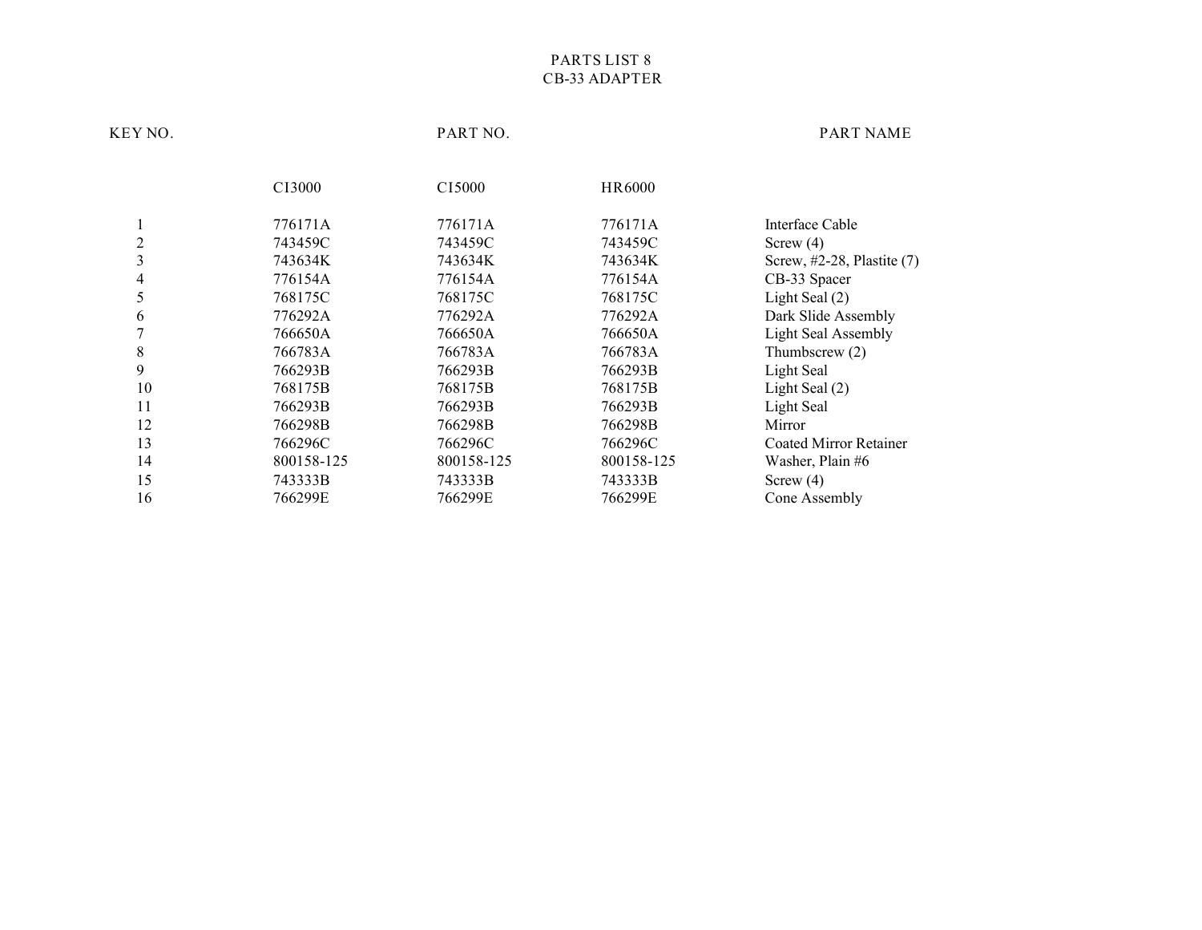# PARTS LIST 8
## CB-33 ADAPTER

| KEY NO. | PART NO. | | | PART NAME |
|---|---|---|---|---|
| | CI3000 | CI5000 | HR6000 | |
| 1 | 776171A | 776171A | 776171A | Interface Cable |
| 2 | 743459C | 743459C | 743459C | Screw (4) |
| 3 | 743634K | 743634K | 743634K | Screw, #2-28, Plastite (7) |
| 4 | 776154A | 776154A | 776154A | CB-33 Spacer |
| 5 | 768175C | 768175C | 768175C | Light Seal (2) |
| 6 | 776292A | 776292A | 776292A | Dark Slide Assembly |
| 7 | 766650A | 766650A | 766650A | Light Seal Assembly |
| 8 | 766783A | 766783A | 766783A | Thumbscrew (2) |
| 9 | 766293B | 766293B | 766293B | Light Seal |
| 10 | 768175B | 768175B | 768175B | Light Seal (2) |
| 11 | 766293B | 766293B | 766293B | Light Seal |
| 12 | 766298B | 766298B | 766298B | Mirror |
| 13 | 766296C | 766296C | 766296C | Coated Mirror Retainer |
| 14 | 800158-125 | 800158-125 | 800158-125 | Washer, Plain #6 |
| 15 | 743333B | 743333B | 743333B | Screw (4) |
| 16 | 766299E | 766299E | 766299E | Cone Assembly |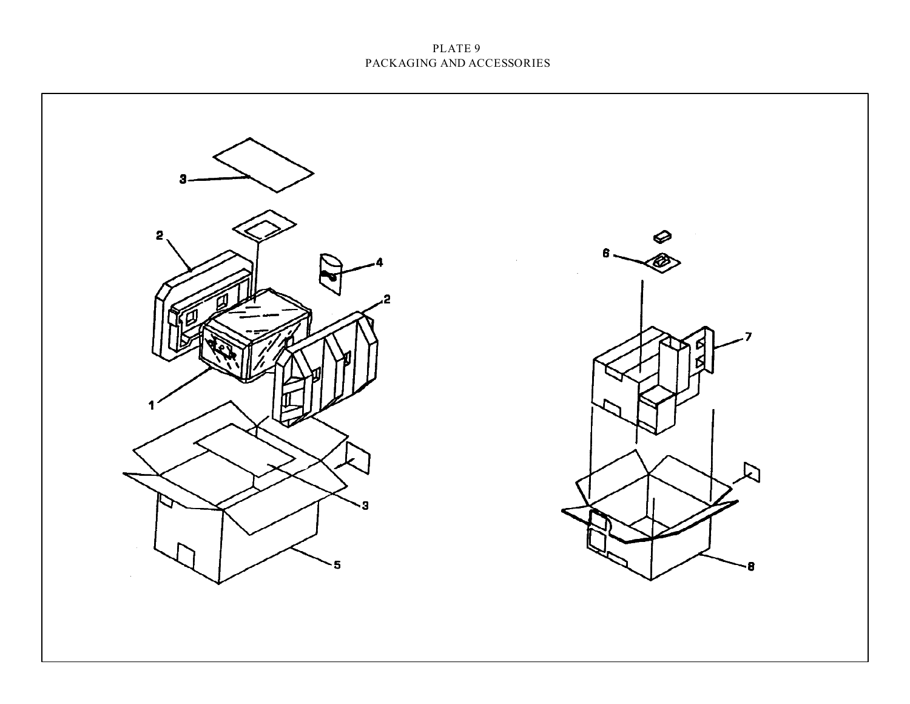PLATE 9
PACKAGING AND ACCESSORIES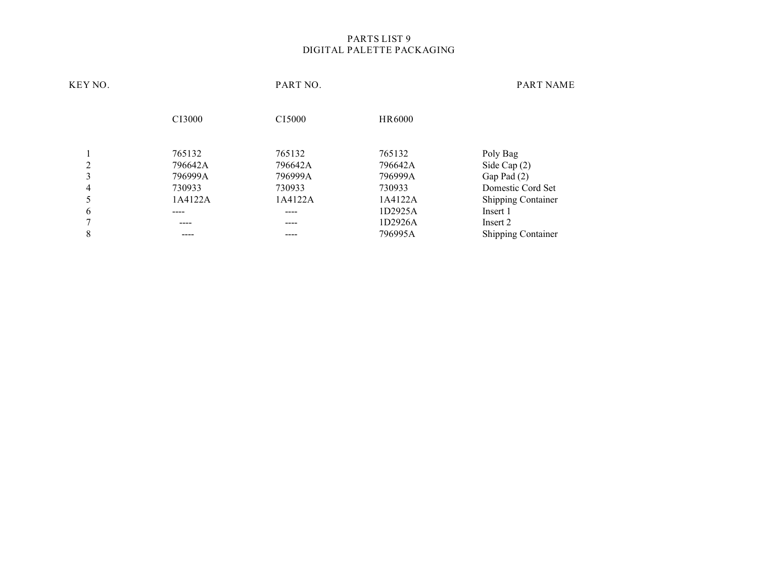# PARTS LIST 9
## DIGITAL PALETTE PACKAGING

| KEY NO. | PART NO. | | | PART NAME |
|---|---|---|---|---|
| | CI3000 | CI5000 | HR6000 | |
| 1 | 765132 | 765132 | 765132 | Poly Bag |
| 2 | 796642A | 796642A | 796642A | Side Cap (2) |
| 3 | 796999A | 796999A | 796999A | Gap Pad (2) |
| 4 | 730933 | 730933 | 730933 | Domestic Cord Set |
| 5 | 1A4122A | 1A4122A | 1A4122A | Shipping Container |
| 6 | ---- | ---- | 1D2925A | Insert 1 |
| 7 | ---- | ---- | 1D2926A | Insert 2 |
| 8 | ---- | ---- | 796995A | Shipping Container |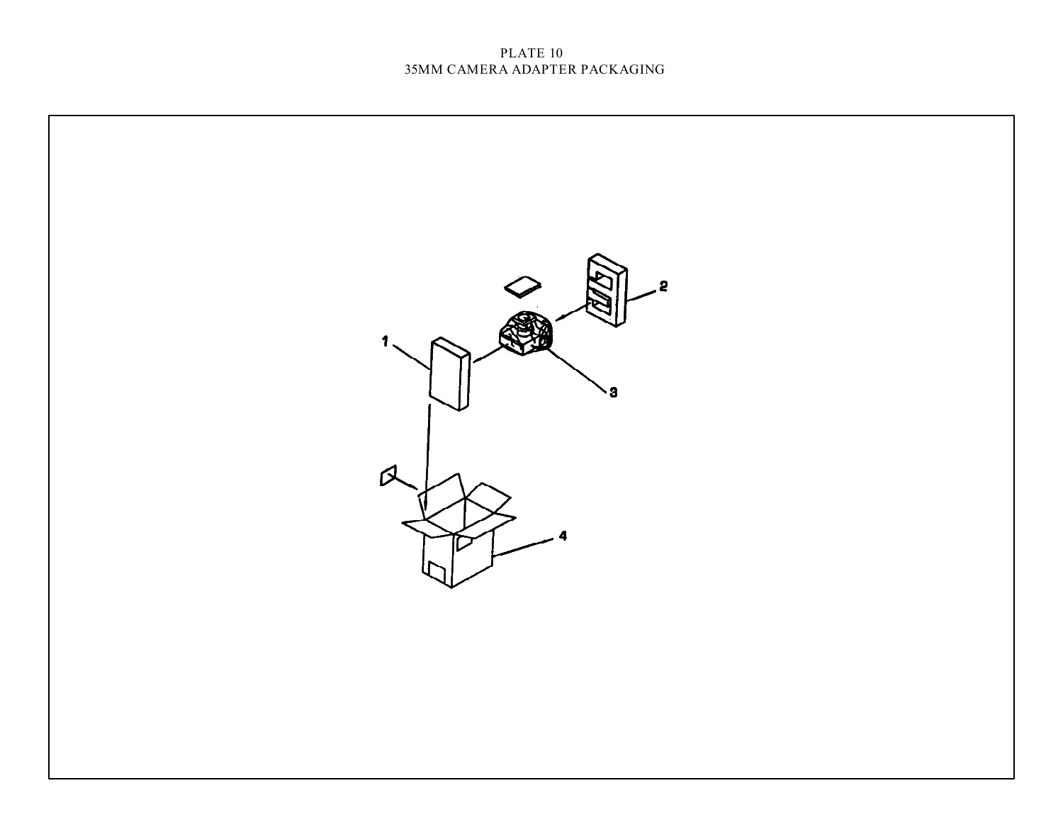PLATE 10
35MM CAMERA ADAPTER PACKAGING

1

2

3

4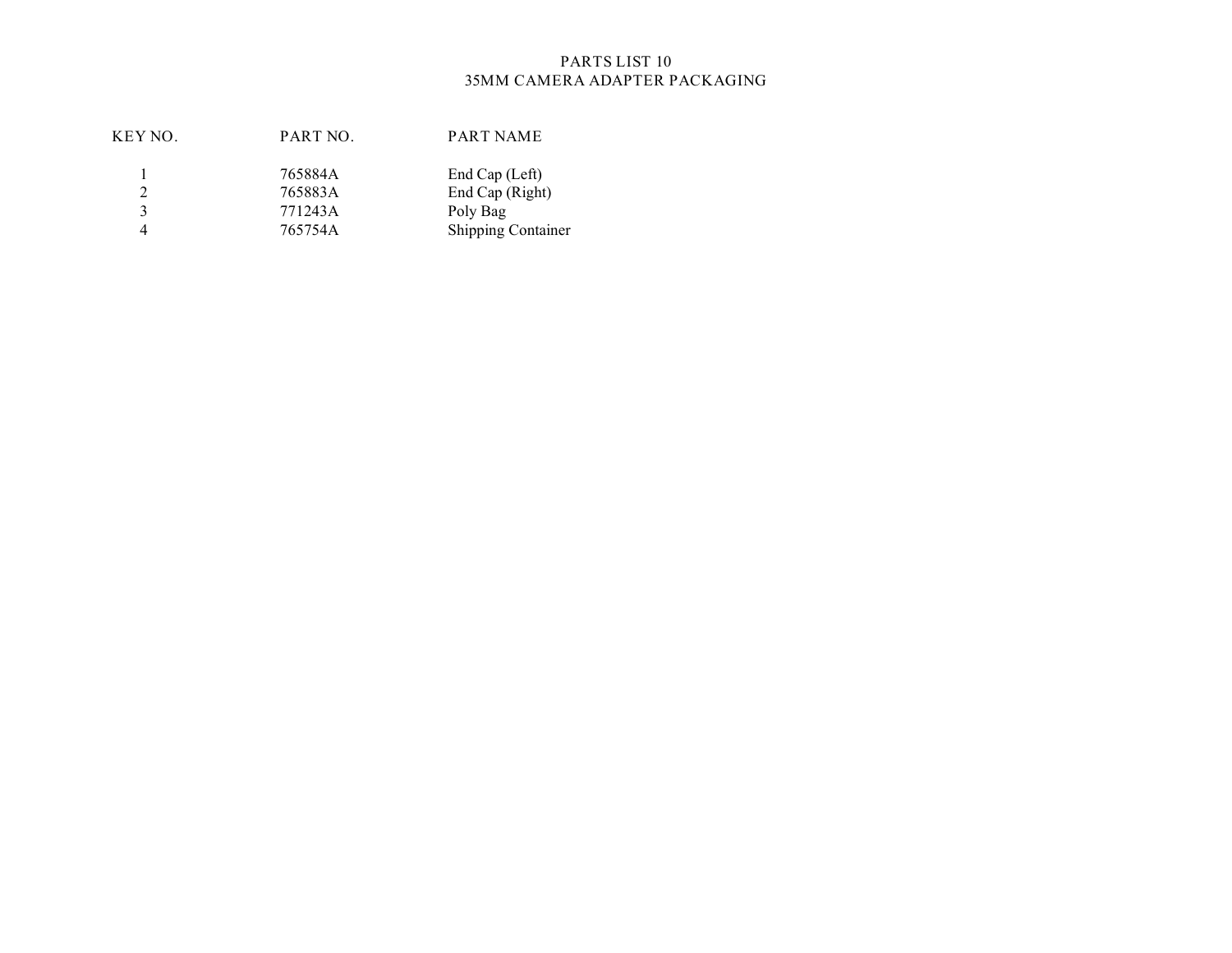# PARTS LIST 10
## 35MM CAMERA ADAPTER PACKAGING

| KEY NO. | PART NO. | PART NAME |
|---|---|---|
| 1 | 765884A | End Cap (Left) |
| 2 | 765883A | End Cap (Right) |
| 3 | 771243A | Poly Bag |
| 4 | 765754A | Shipping Container |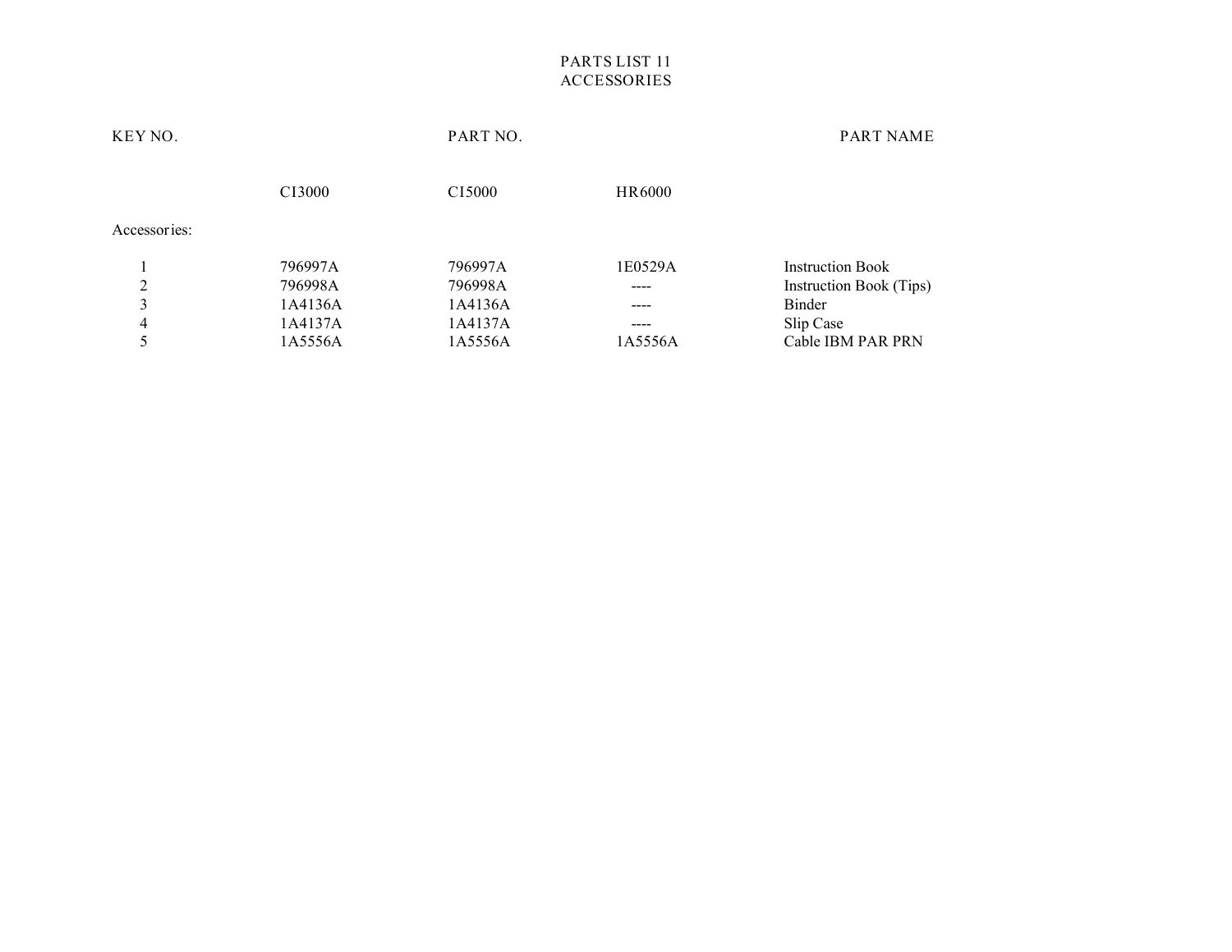# PARTS LIST 11
## ACCESSORIES

| KEY NO. | PART NO. | | | PART NAME |
|---|---|---|---|---|
| | CI3000 | CI5000 | HR6000 | |
| Accessories: | | | | |
| 1 | 796997A | 796997A | 1E0529A | Instruction Book |
| 2 | 796998A | 796998A | ---- | Instruction Book (Tips) |
| 3 | 1A4136A | 1A4136A | ---- | Binder |
| 4 | 1A4137A | 1A4137A | ---- | Slip Case |
| 5 | 1A5556A | 1A5556A | 1A5556A | Cable IBM PAR PRN |